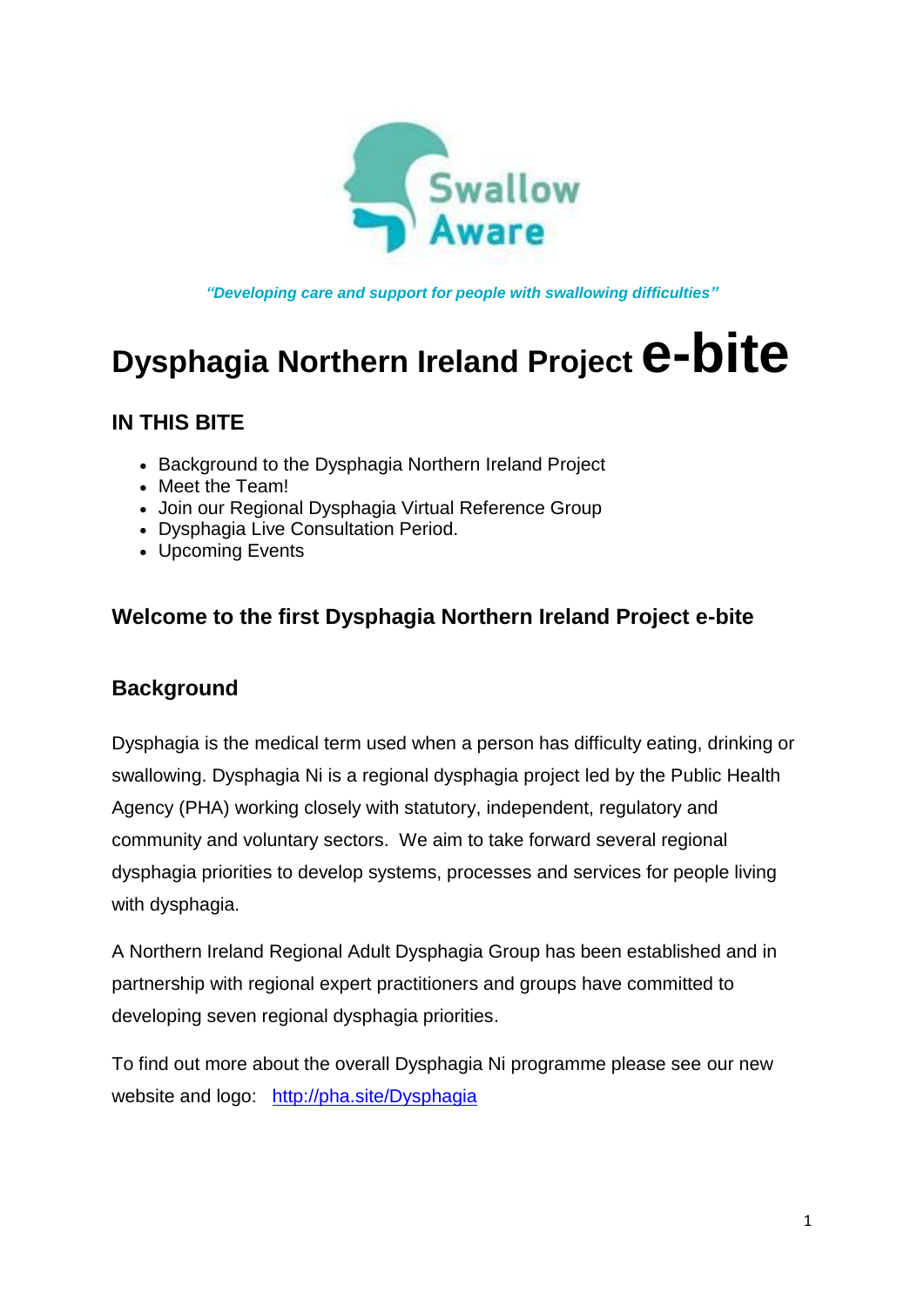Swallow Aware

*"Developing care and support for people with swallowing difficulties"*

# Dysphagia Northern Ireland Project e-bite

## IN THIS BITE

- Background to the Dysphagia Northern Ireland Project
- Meet the Team!
- Join our Regional Dysphagia Virtual Reference Group
- Dysphagia Live Consultation Period.
- Upcoming Events

## Welcome to the first Dysphagia Northern Ireland Project e-bite

## Background

Dysphagia is the medical term used when a person has difficulty eating, drinking or swallowing. Dysphagia Ni is a regional dysphagia project led by the Public Health Agency (PHA) working closely with statutory, independent, regulatory and community and voluntary sectors. We aim to take forward several regional dysphagia priorities to develop systems, processes and services for people living with dysphagia.

A Northern Ireland Regional Adult Dysphagia Group has been established and in partnership with regional expert practitioners and groups have committed to developing seven regional dysphagia priorities.

To find out more about the overall Dysphagia Ni programme please see our new website and logo: [http://pha.site/Dysphagia](http://pha.site/Dysphagia)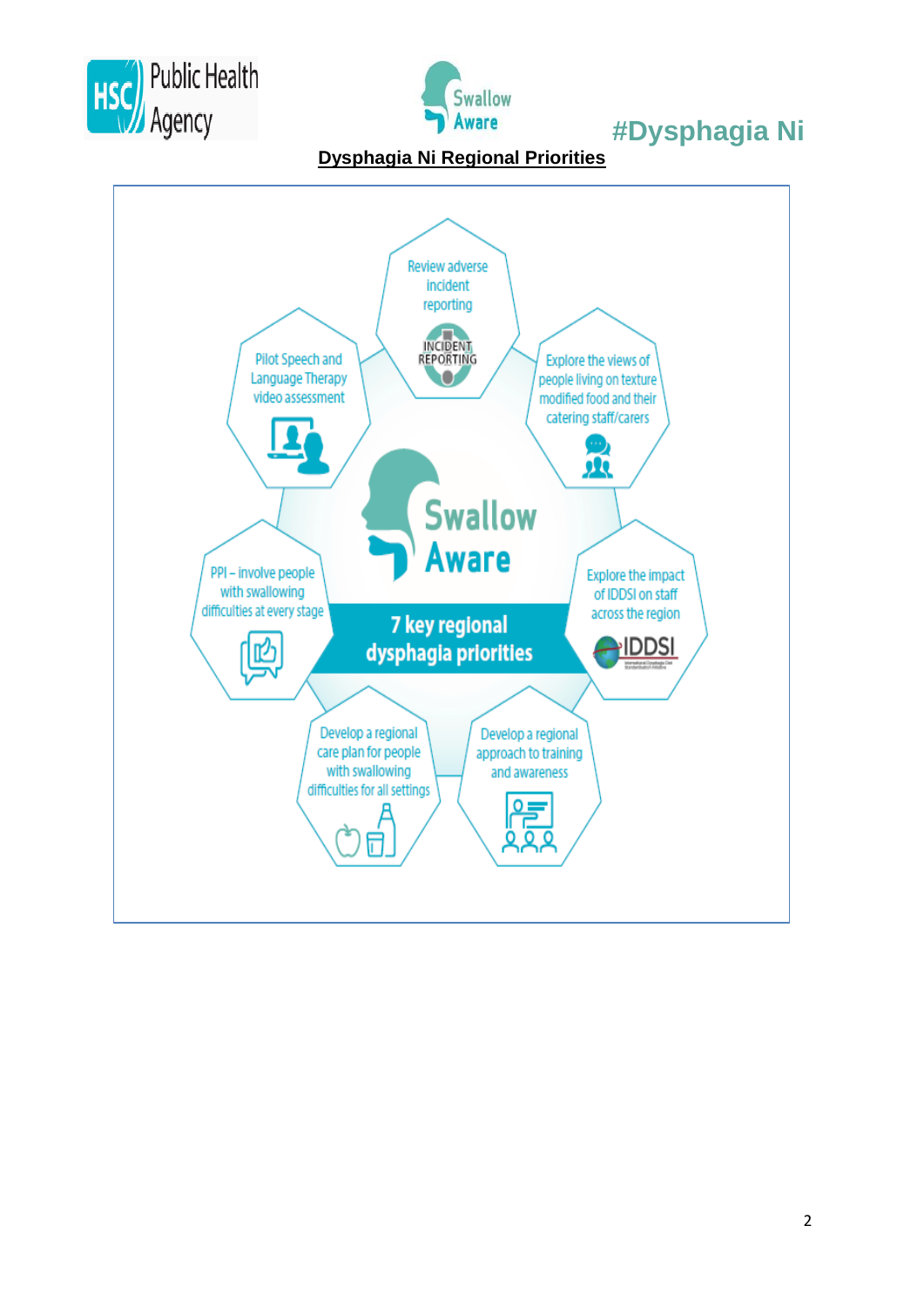#Dysphagia Ni

**Dysphagia Ni Regional Priorities**

**Swallow Aware**

**7 key regional dysphagia priorities**

- Review adverse incident reporting
- Explore the views of people living on texture modified food and their catering staff/carers
- Explore the impact of IDDSI on staff across the region
- Develop a regional approach to training and awareness
- Develop a regional care plan for people with swallowing difficulties for all settings
- PPI – involve people with swallowing difficulties at every stage
- Pilot Speech and Language Therapy video assessment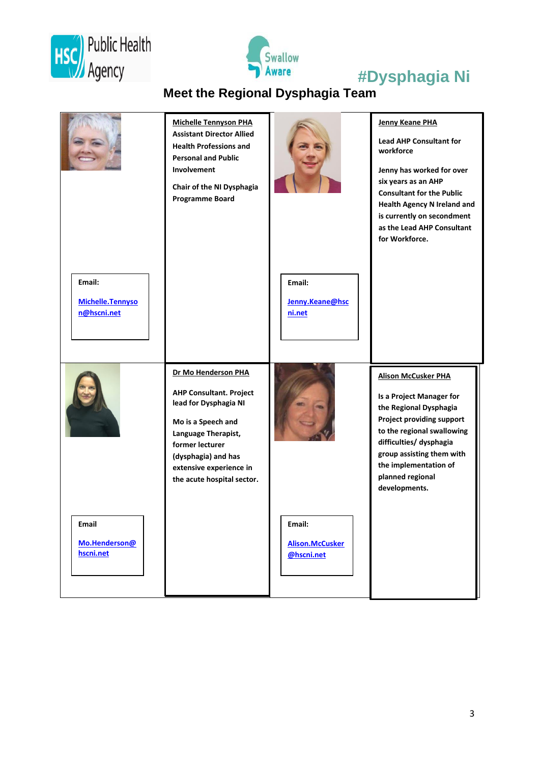**#Dysphagia Ni**

# Meet the Regional Dysphagia Team

**Michelle Tennyson PHA**

**Assistant Director Allied Health Professions and Personal and Public Involvement**

**Chair of the NI Dysphagia Programme Board**

**Email:**

**Michelle.Tennyson@hscni.net**

**Jenny Keane PHA**

**Lead AHP Consultant for workforce**

**Jenny has worked for over six years as an AHP Consultant for the Public Health Agency N Ireland and is currently on secondment as the Lead AHP Consultant for Workforce.**

**Email:**

**Jenny.Keane@hscni.net**

**Dr Mo Henderson PHA**

**AHP Consultant. Project lead for Dysphagia NI**

**Mo is a Speech and Language Therapist, former lecturer (dysphagia) and has extensive experience in the acute hospital sector.**

**Email**

**Mo.Henderson@hscni.net**

**Alison McCusker PHA**

**Is a Project Manager for the Regional Dysphagia Project providing support to the regional swallowing difficulties/ dysphagia group assisting them with the implementation of planned regional developments.**

**Email:**

**Alison.McCusker@hscni.net**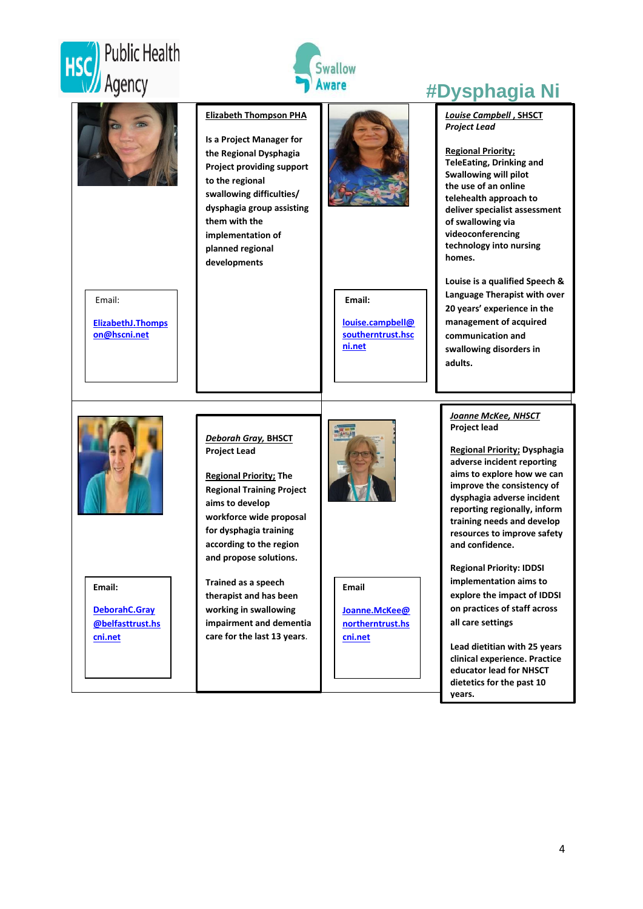Public Health Agency

Swallow Aware

# #Dysphagia Ni

**Elizabeth Thompson PHA**

**Is a Project Manager for the Regional Dysphagia Project providing support to the regional swallowing difficulties/ dysphagia group assisting them with the implementation of planned regional developments**

Email:

ElizabethJ.Thompson@hscni.net

***Louise Campbell*, SHSCT**
***Project Lead***

**Regional Priority;**
**TeleEating, Drinking and Swallowing will pilot the use of an online telehealth approach to deliver specialist assessment of swallowing via videoconferencing technology into nursing homes.**

**Louise is a qualified Speech & Language Therapist with over 20 years' experience in the management of acquired communication and swallowing disorders in adults.**

**Email:**

louise.campbell@southerntrust.hscni.net

***Deborah Gray,* BHSCT**
**Project Lead**

**Regional Priority; The Regional Training Project aims to develop workforce wide proposal for dysphagia training according to the region and propose solutions.**

**Trained as a speech therapist and has been working in swallowing impairment and dementia care for the last 13 years.**

**Email:**

DeborahC.Gray@belfasttrust.hscni.net

***Joanne McKee, NHSCT***
**Project lead**

**Regional Priority; Dysphagia adverse incident reporting aims to explore how we can improve the consistency of dysphagia adverse incident reporting regionally, inform training needs and develop resources to improve safety and confidence.**

**Regional Priority: IDDSI implementation aims to explore the impact of IDDSI on practices of staff across all care settings**

**Lead dietitian with 25 years clinical experience. Practice educator lead for NHSCT dietetics for the past 10 years.**

**Email**

Joanne.McKee@northerntrust.hscni.net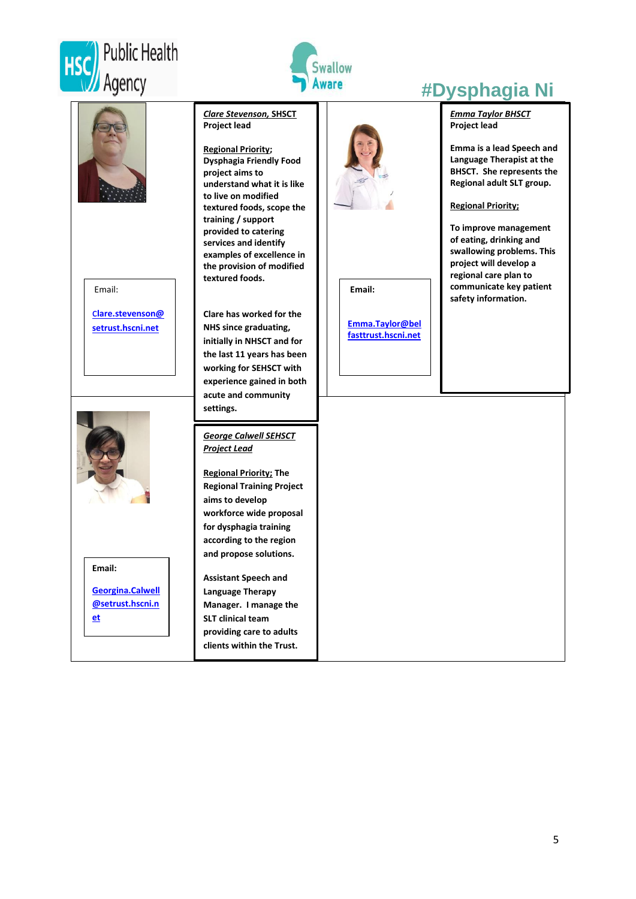Public Health Agency

Swallow Aware

# #Dysphagia Ni

***Clare Stevenson*, SHSCT**
**Project lead**

**Regional Priority;**
**Dysphagia Friendly Food project aims to understand what it is like to live on modified textured foods, scope the training / support provided to catering services and identify examples of excellence in the provision of modified textured foods.**

**Clare has worked for the NHS since graduating, initially in NHSCT and for the last 11 years has been working for SEHSCT with experience gained in both acute and community settings.**

Email:

Clare.stevenson@setrust.hscni.net

***Emma Taylor BHSCT***
**Project lead**

**Emma is a lead Speech and Language Therapist at the BHSCT. She represents the Regional adult SLT group.**

**Regional Priority;**

**To improve management of eating, drinking and swallowing problems. This project will develop a regional care plan to communicate key patient safety information.**

**Email:**

**Emma.Taylor@belfasttrust.hscni.net**

***George Calwell SEHSCT***
***Project Lead***

**Regional Priority; The Regional Training Project aims to develop workforce wide proposal for dysphagia training according to the region and propose solutions.**

**Assistant Speech and Language Therapy Manager. I manage the SLT clinical team providing care to adults clients within the Trust.**

**Email:**

**Georgina.Calwell@setrust.hscni.net**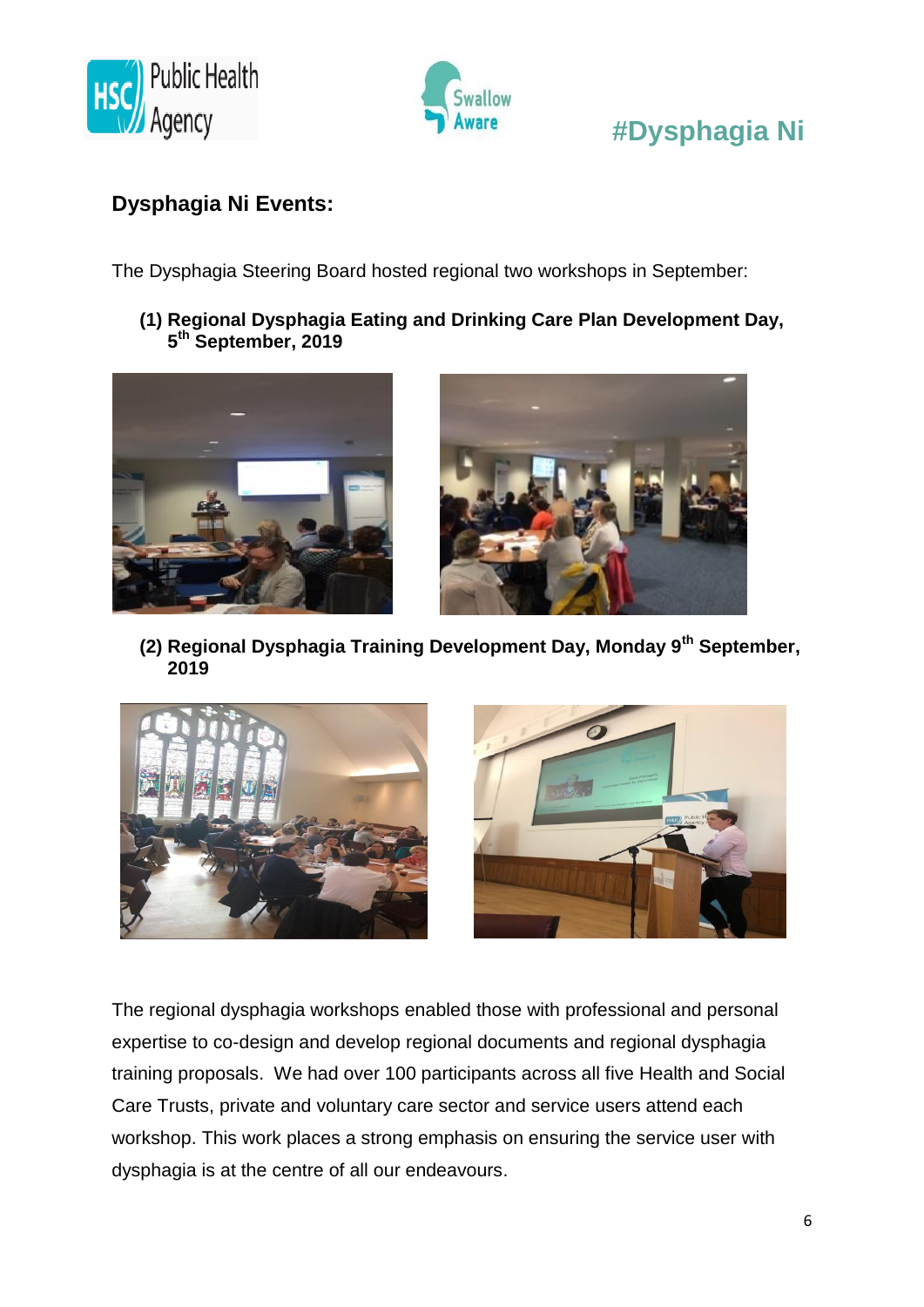#Dysphagia Ni

## Dysphagia Ni Events:

The Dysphagia Steering Board hosted regional two workshops in September:

**(1) Regional Dysphagia Eating and Drinking Care Plan Development Day, 5th September, 2019**

**(2) Regional Dysphagia Training Development Day, Monday 9th September, 2019**

The regional dysphagia workshops enabled those with professional and personal expertise to co-design and develop regional documents and regional dysphagia training proposals. We had over 100 participants across all five Health and Social Care Trusts, private and voluntary care sector and service users attend each workshop. This work places a strong emphasis on ensuring the service user with dysphagia is at the centre of all our endeavours.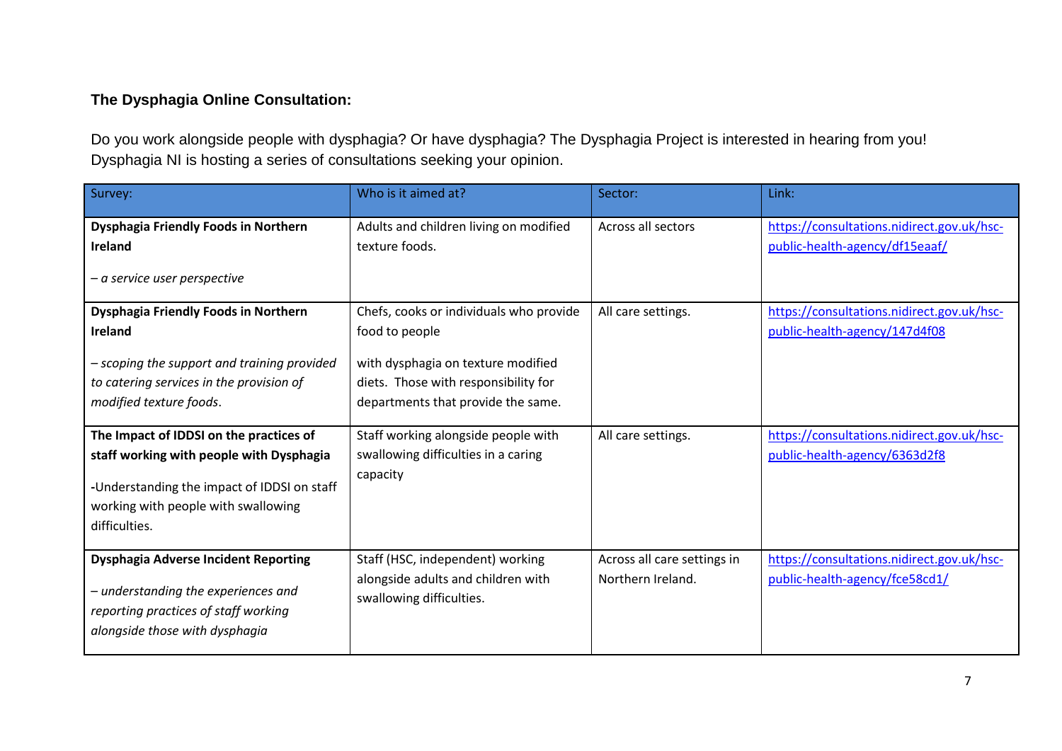**The Dysphagia Online Consultation:**

Do you work alongside people with dysphagia? Or have dysphagia? The Dysphagia Project is interested in hearing from you! Dysphagia NI is hosting a series of consultations seeking your opinion.

| Survey: | Who is it aimed at? | Sector: | Link: |
|---|---|---|---|
| **Dysphagia Friendly Foods in Northern Ireland**<br><br>*– a service user perspective* | Adults and children living on modified texture foods. | Across all sectors | https://consultations.nidirect.gov.uk/hsc-public-health-agency/df15eaaf/ |
| **Dysphagia Friendly Foods in Northern Ireland**<br><br>*– scoping the support and training provided to catering services in the provision of modified texture foods*. | Chefs, cooks or individuals who provide food to people<br><br>with dysphagia on texture modified diets. Those with responsibility for departments that provide the same. | All care settings. | https://consultations.nidirect.gov.uk/hsc-public-health-agency/147d4f08 |
| **The Impact of IDDSI on the practices of staff working with people with Dysphagia**<br><br>**-**Understanding the impact of IDDSI on staff working with people with swallowing difficulties. | Staff working alongside people with swallowing difficulties in a caring capacity | All care settings. | https://consultations.nidirect.gov.uk/hsc-public-health-agency/6363d2f8 |
| **Dysphagia Adverse Incident Reporting**<br><br>*– understanding the experiences and reporting practices of staff working alongside those with dysphagia* | Staff (HSC, independent) working alongside adults and children with swallowing difficulties. | Across all care settings in Northern Ireland. | https://consultations.nidirect.gov.uk/hsc-public-health-agency/fce58cd1/ |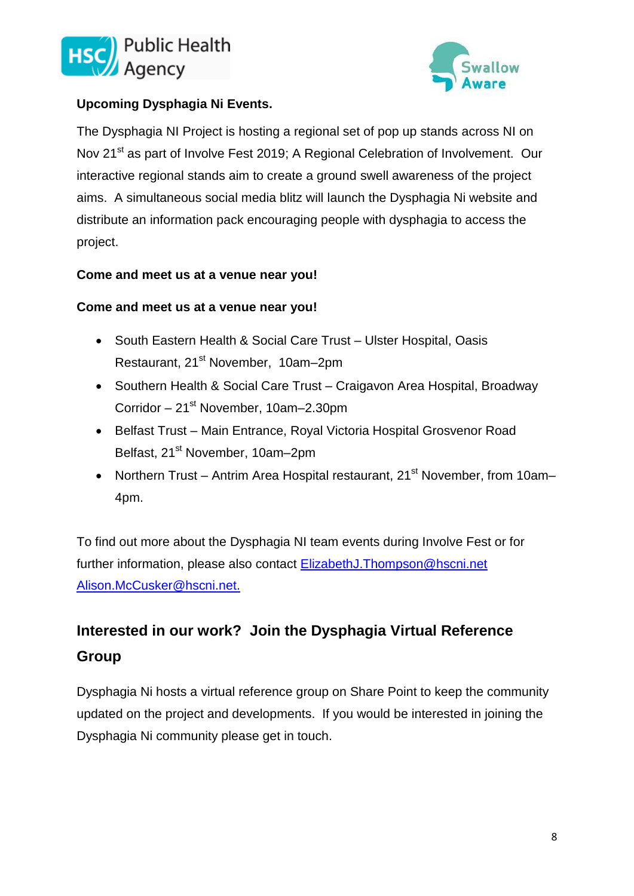**Upcoming Dysphagia Ni Events.**

The Dysphagia NI Project is hosting a regional set of pop up stands across NI on Nov 21st as part of Involve Fest 2019; A Regional Celebration of Involvement. Our interactive regional stands aim to create a ground swell awareness of the project aims. A simultaneous social media blitz will launch the Dysphagia Ni website and distribute an information pack encouraging people with dysphagia to access the project.

**Come and meet us at a venue near you!**

**Come and meet us at a venue near you!**

- South Eastern Health & Social Care Trust – Ulster Hospital, Oasis Restaurant, 21st November, 10am–2pm
- Southern Health & Social Care Trust – Craigavon Area Hospital, Broadway Corridor – 21st November, 10am–2.30pm
- Belfast Trust – Main Entrance, Royal Victoria Hospital Grosvenor Road Belfast, 21st November, 10am–2pm
- Northern Trust – Antrim Area Hospital restaurant, 21st November, from 10am–4pm.

To find out more about the Dysphagia NI team events during Involve Fest or for further information, please also contact ElizabethJ.Thompson@hscni.net Alison.McCusker@hscni.net.

## Interested in our work? Join the Dysphagia Virtual Reference Group

Dysphagia Ni hosts a virtual reference group on Share Point to keep the community updated on the project and developments. If you would be interested in joining the Dysphagia Ni community please get in touch.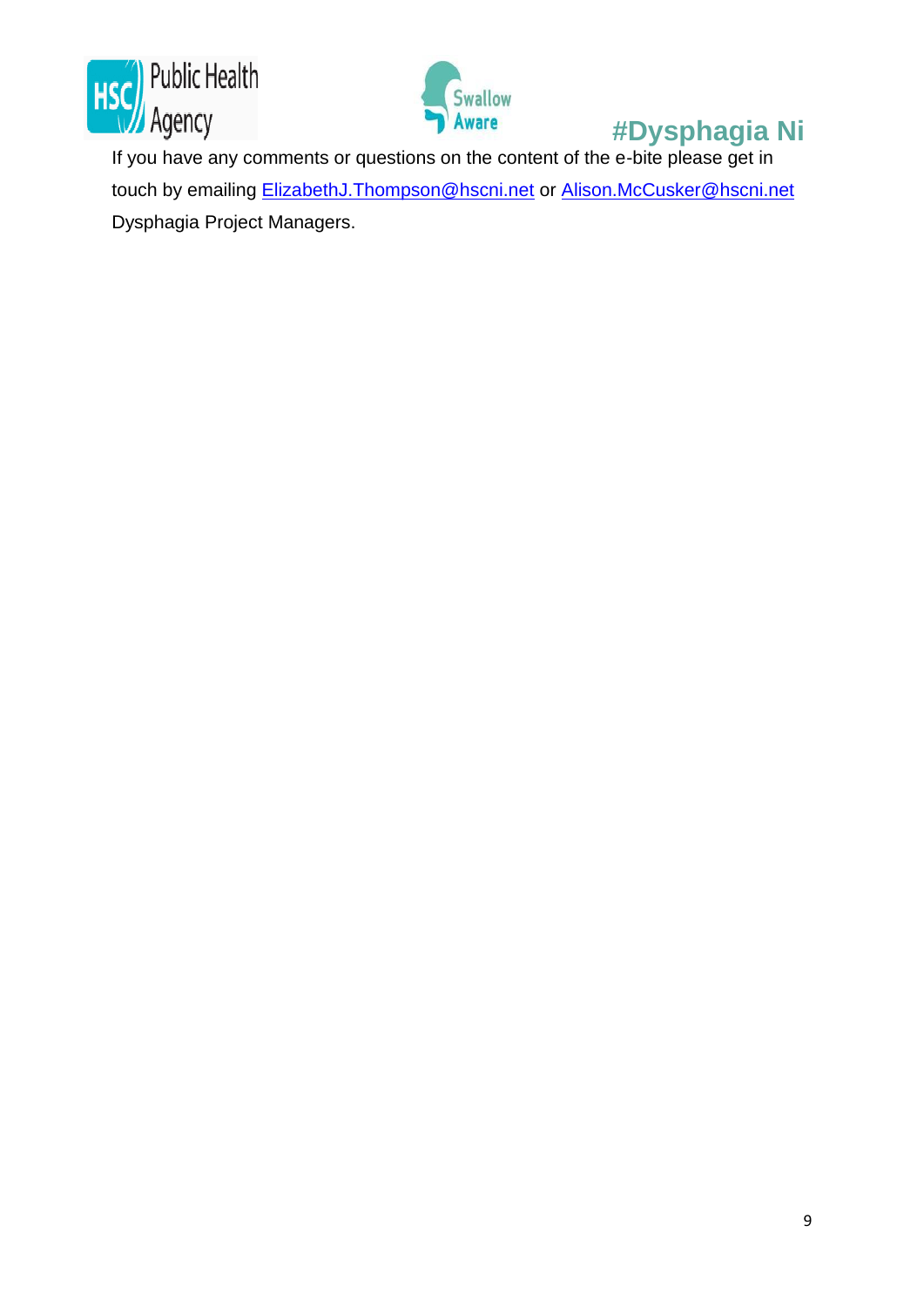If you have any comments or questions on the content of the e-bite please get in touch by emailing ElizabethJ.Thompson@hscni.net or Alison.McCusker@hscni.net Dysphagia Project Managers.